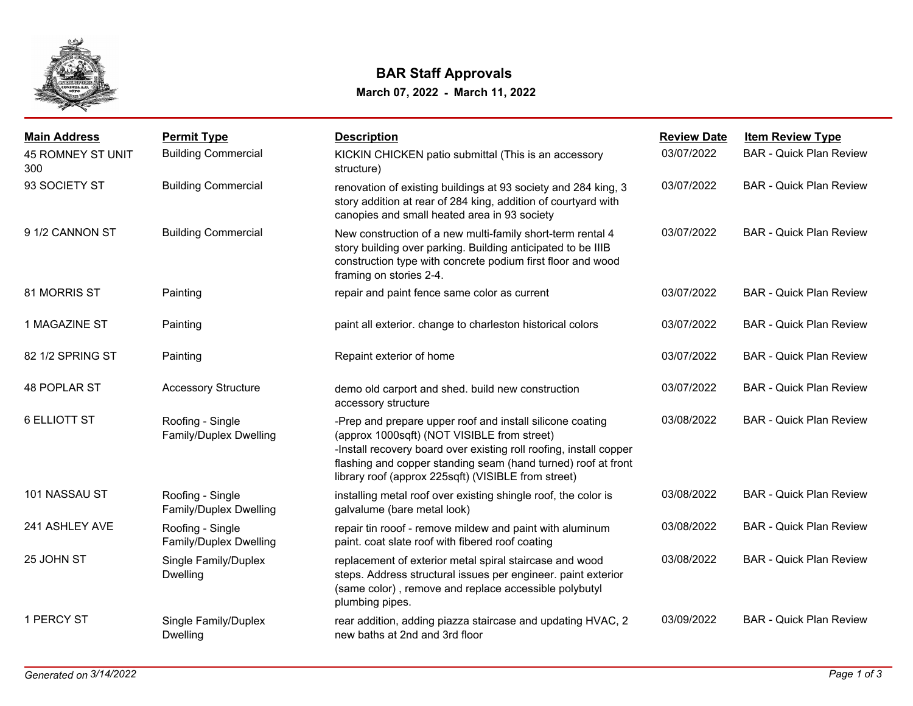# BAR Staff Approvals

**March 07, 2022 - March 11, 2022**

| Main Address | Permit Type | Description | Review Date | Item Review Type |
|---|---|---|---|---|
| 45 ROMNEY ST UNIT 300 | Building Commercial | KICKIN CHICKEN patio submittal (This is an accessory structure) | 03/07/2022 | BAR - Quick Plan Review |
| 93 SOCIETY ST | Building Commercial | renovation of existing buildings at 93 society and 284 king, 3 story addition at rear of 284 king, addition of courtyard with canopies and small heated area in 93 society | 03/07/2022 | BAR - Quick Plan Review |
| 9 1/2 CANNON ST | Building Commercial | New construction of a new multi-family short-term rental 4 story building over parking. Building anticipated to be IIIB construction type with concrete podium first floor and wood framing on stories 2-4. | 03/07/2022 | BAR - Quick Plan Review |
| 81 MORRIS ST | Painting | repair and paint fence same color as current | 03/07/2022 | BAR - Quick Plan Review |
| 1 MAGAZINE ST | Painting | paint all exterior. change to charleston historical colors | 03/07/2022 | BAR - Quick Plan Review |
| 82 1/2 SPRING ST | Painting | Repaint exterior of home | 03/07/2022 | BAR - Quick Plan Review |
| 48 POPLAR ST | Accessory Structure | demo old carport and shed. build new construction accessory structure | 03/07/2022 | BAR - Quick Plan Review |
| 6 ELLIOTT ST | Roofing - Single Family/Duplex Dwelling | -Prep and prepare upper roof and install silicone coating (approx 1000sqft) (NOT VISIBLE from street) -Install recovery board over existing roll roofing, install copper flashing and copper standing seam (hand turned) roof at front library roof (approx 225sqft) (VISIBLE from street) | 03/08/2022 | BAR - Quick Plan Review |
| 101 NASSAU ST | Roofing - Single Family/Duplex Dwelling | installing metal roof over existing shingle roof, the color is galvalume (bare metal look) | 03/08/2022 | BAR - Quick Plan Review |
| 241 ASHLEY AVE | Roofing - Single Family/Duplex Dwelling | repair tin rooof - remove mildew and paint with aluminum paint. coat slate roof with fibered roof coating | 03/08/2022 | BAR - Quick Plan Review |
| 25 JOHN ST | Single Family/Duplex Dwelling | replacement of exterior metal spiral staircase and wood steps. Address structural issues per engineer. paint exterior (same color) , remove and replace accessible polybutyl plumbing pipes. | 03/08/2022 | BAR - Quick Plan Review |
| 1 PERCY ST | Single Family/Duplex Dwelling | rear addition, adding piazza staircase and updating HVAC, 2 new baths at 2nd and 3rd floor | 03/09/2022 | BAR - Quick Plan Review |

*Generated on 3/14/2022*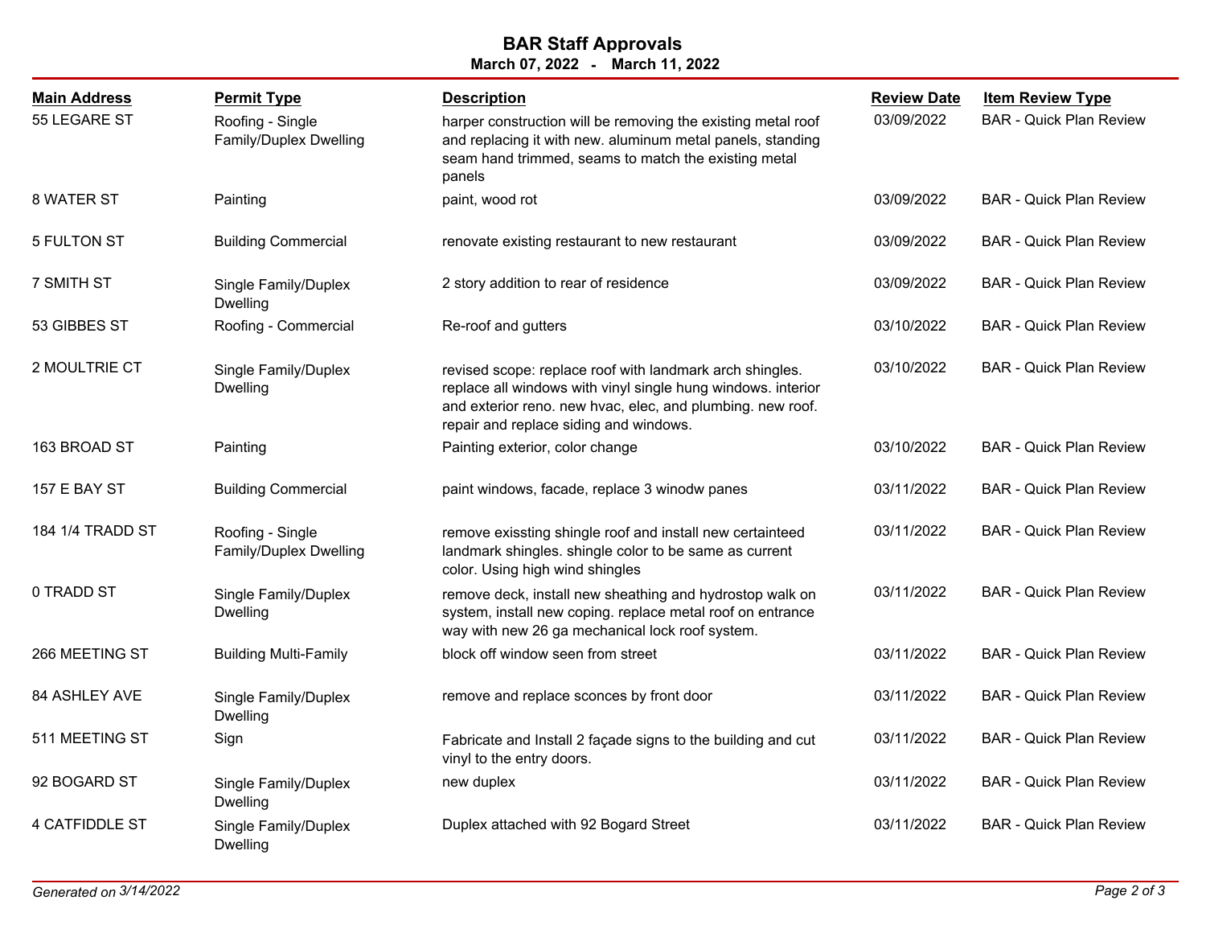## BAR Staff Approvals

**March 07, 2022 - March 11, 2022**

| Main Address | Permit Type | Description | Review Date | Item Review Type |
|---|---|---|---|---|
| 55 LEGARE ST | Roofing - Single Family/Duplex Dwelling | harper construction will be removing the existing metal roof and replacing it with new. aluminum metal panels, standing seam hand trimmed, seams to match the existing metal panels | 03/09/2022 | BAR - Quick Plan Review |
| 8 WATER ST | Painting | paint, wood rot | 03/09/2022 | BAR - Quick Plan Review |
| 5 FULTON ST | Building Commercial | renovate existing restaurant to new restaurant | 03/09/2022 | BAR - Quick Plan Review |
| 7 SMITH ST | Single Family/Duplex Dwelling | 2 story addition to rear of residence | 03/09/2022 | BAR - Quick Plan Review |
| 53 GIBBES ST | Roofing - Commercial | Re-roof and gutters | 03/10/2022 | BAR - Quick Plan Review |
| 2 MOULTRIE CT | Single Family/Duplex Dwelling | revised scope: replace roof with landmark arch shingles. replace all windows with vinyl single hung windows. interior and exterior reno. new hvac, elec, and plumbing. new roof. repair and replace siding and windows. | 03/10/2022 | BAR - Quick Plan Review |
| 163 BROAD ST | Painting | Painting exterior, color change | 03/10/2022 | BAR - Quick Plan Review |
| 157 E BAY ST | Building Commercial | paint windows, facade, replace 3 winodw panes | 03/11/2022 | BAR - Quick Plan Review |
| 184 1/4 TRADD ST | Roofing - Single Family/Duplex Dwelling | remove exissting shingle roof and install new certainteed landmark shingles. shingle color to be same as current color. Using high wind shingles | 03/11/2022 | BAR - Quick Plan Review |
| 0 TRADD ST | Single Family/Duplex Dwelling | remove deck, install new sheathing and hydrostop walk on system, install new coping. replace metal roof on entrance way with new 26 ga mechanical lock roof system. | 03/11/2022 | BAR - Quick Plan Review |
| 266 MEETING ST | Building Multi-Family | block off window seen from street | 03/11/2022 | BAR - Quick Plan Review |
| 84 ASHLEY AVE | Single Family/Duplex Dwelling | remove and replace sconces by front door | 03/11/2022 | BAR - Quick Plan Review |
| 511 MEETING ST | Sign | Fabricate and Install 2 façade signs to the building and cut vinyl to the entry doors. | 03/11/2022 | BAR - Quick Plan Review |
| 92 BOGARD ST | Single Family/Duplex Dwelling | new duplex | 03/11/2022 | BAR - Quick Plan Review |
| 4 CATFIDDLE ST | Single Family/Duplex Dwelling | Duplex attached with 92 Bogard Street | 03/11/2022 | BAR - Quick Plan Review |

*Generated on 3/14/2022*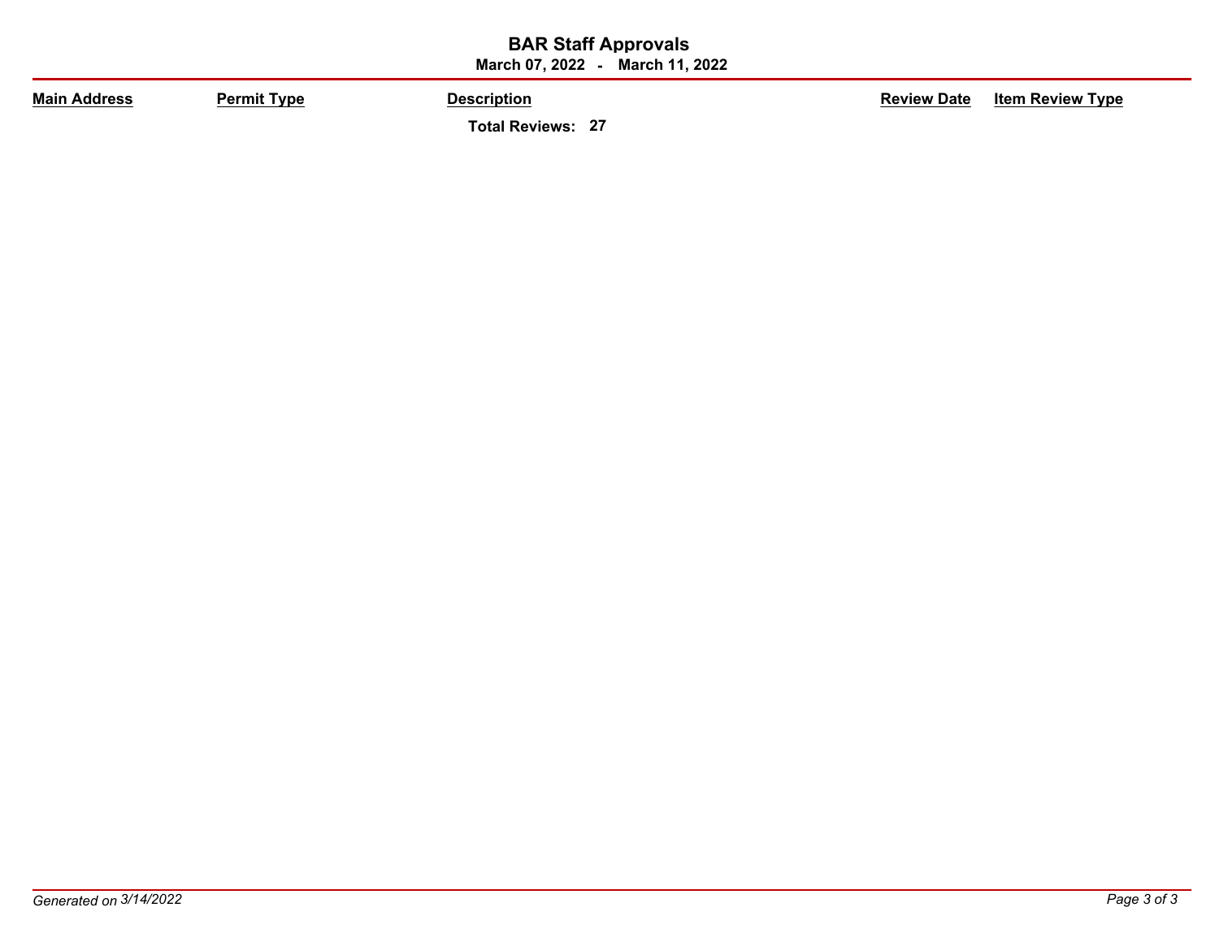# BAR Staff Approvals

**March 07, 2022 - March 11, 2022**

| Main Address | Permit Type | Description | Review Date | Item Review Type |
|---|---|---|---|---|

**Total Reviews: 27**

*Generated on 3/14/2022*